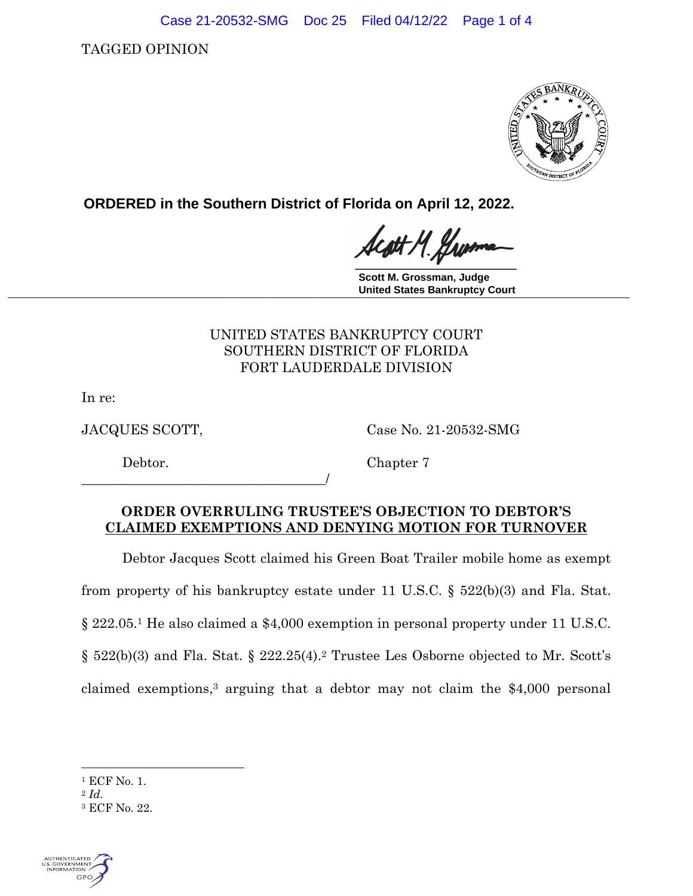TAGGED OPINION

**ORDERED in the Southern District of Florida on April 12, 2022.**

**Scott M. Grossman, Judge**
**United States Bankruptcy Court**

UNITED STATES BANKRUPTCY COURT
SOUTHERN DISTRICT OF FLORIDA
FORT LAUDERDALE DIVISION

In re:

JACQUES SCOTT, Case No. 21-20532-SMG

Debtor. Chapter 7

_____________________________________/

## ORDER OVERRULING TRUSTEE'S OBJECTION TO DEBTOR'S CLAIMED EXEMPTIONS AND DENYING MOTION FOR TURNOVER

Debtor Jacques Scott claimed his Green Boat Trailer mobile home as exempt from property of his bankruptcy estate under 11 U.S.C. § 522(b)(3) and Fla. Stat. § 222.05.[1] He also claimed a $4,000 exemption in personal property under 11 U.S.C. § 522(b)(3) and Fla. Stat. § 222.25(4).[2] Trustee Les Osborne objected to Mr. Scott's claimed exemptions,[3] arguing that a debtor may not claim the $4,000 personal

---

[1] ECF No. 1.
[2] *Id.*
[3] ECF No. 22.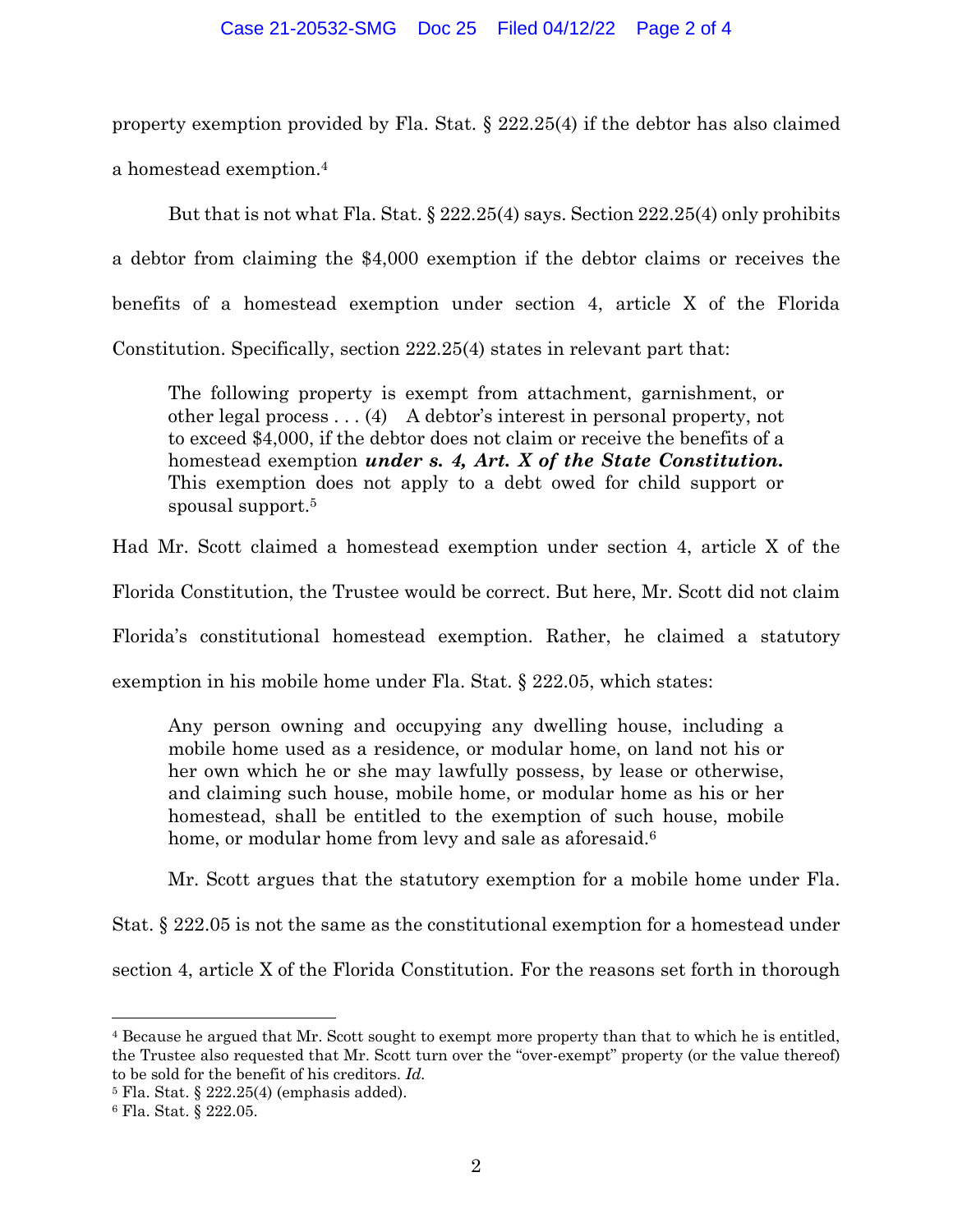property exemption provided by Fla. Stat. § 222.25(4) if the debtor has also claimed a homestead exemption.[4]

But that is not what Fla. Stat. § 222.25(4) says. Section 222.25(4) only prohibits a debtor from claiming the $4,000 exemption if the debtor claims or receives the benefits of a homestead exemption under section 4, article X of the Florida Constitution. Specifically, section 222.25(4) states in relevant part that:

> The following property is exempt from attachment, garnishment, or other legal process . . . (4) A debtor's interest in personal property, not to exceed $4,000, if the debtor does not claim or receive the benefits of a homestead exemption ***under s. 4, Art. X of the State Constitution.*** This exemption does not apply to a debt owed for child support or spousal support.[5]

Had Mr. Scott claimed a homestead exemption under section 4, article X of the Florida Constitution, the Trustee would be correct. But here, Mr. Scott did not claim Florida's constitutional homestead exemption. Rather, he claimed a statutory exemption in his mobile home under Fla. Stat. § 222.05, which states:

> Any person owning and occupying any dwelling house, including a mobile home used as a residence, or modular home, on land not his or her own which he or she may lawfully possess, by lease or otherwise, and claiming such house, mobile home, or modular home as his or her homestead, shall be entitled to the exemption of such house, mobile home, or modular home from levy and sale as aforesaid.[6]

Mr. Scott argues that the statutory exemption for a mobile home under Fla. Stat. § 222.05 is not the same as the constitutional exemption for a homestead under section 4, article X of the Florida Constitution. For the reasons set forth in thorough

---

[4] Because he argued that Mr. Scott sought to exempt more property than that to which he is entitled, the Trustee also requested that Mr. Scott turn over the "over-exempt" property (or the value thereof) to be sold for the benefit of his creditors. *Id.*

[5] Fla. Stat. § 222.25(4) (emphasis added).

[6] Fla. Stat. § 222.05.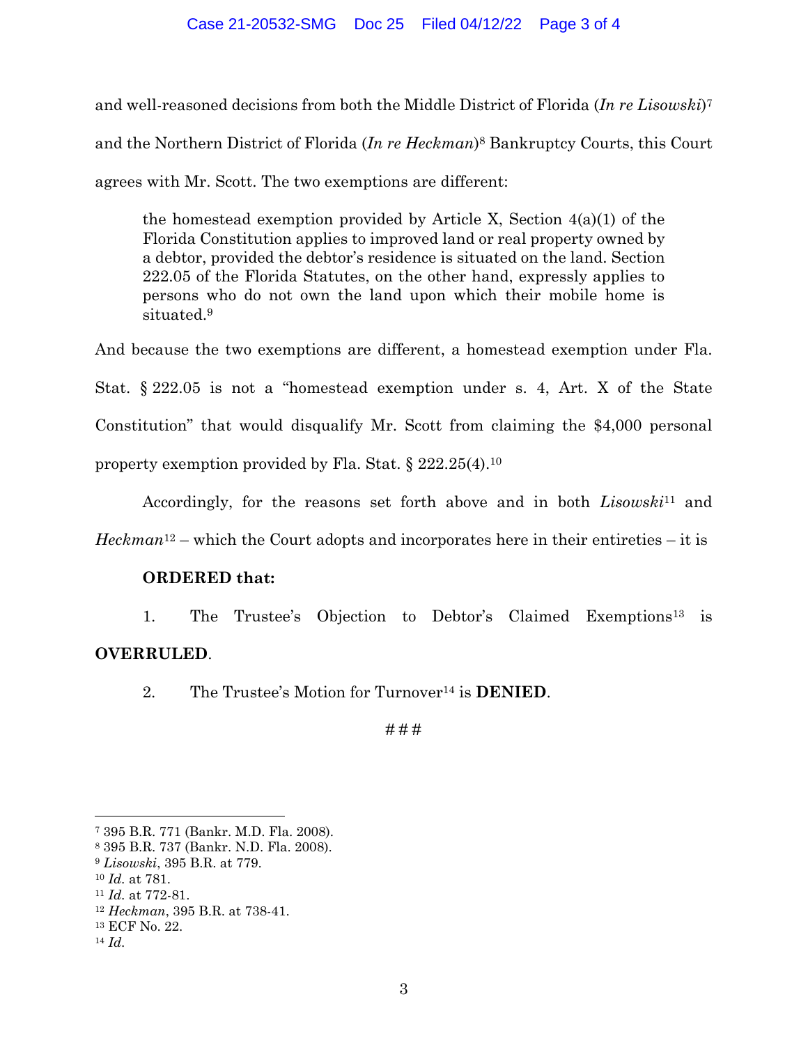and well-reasoned decisions from both the Middle District of Florida (*In re Lisowski*)[7] and the Northern District of Florida (*In re Heckman*)[8] Bankruptcy Courts, this Court agrees with Mr. Scott. The two exemptions are different:

> the homestead exemption provided by Article X, Section 4(a)(1) of the Florida Constitution applies to improved land or real property owned by a debtor, provided the debtor's residence is situated on the land. Section 222.05 of the Florida Statutes, on the other hand, expressly applies to persons who do not own the land upon which their mobile home is situated.[9]

And because the two exemptions are different, a homestead exemption under Fla. Stat. § 222.05 is not a "homestead exemption under s. 4, Art. X of the State Constitution" that would disqualify Mr. Scott from claiming the $4,000 personal property exemption provided by Fla. Stat. § 222.25(4).[10]

Accordingly, for the reasons set forth above and in both *Lisowski*[11] and *Heckman*[12] – which the Court adopts and incorporates here in their entireties – it is

**ORDERED that:**

1. The Trustee's Objection to Debtor's Claimed Exemptions[13] is **OVERRULED**.

2. The Trustee's Motion for Turnover[14] is **DENIED**.

###

---

[7] 395 B.R. 771 (Bankr. M.D. Fla. 2008).
[8] 395 B.R. 737 (Bankr. N.D. Fla. 2008).
[9] *Lisowski*, 395 B.R. at 779.
[10] *Id.* at 781.
[11] *Id.* at 772-81.
[12] *Heckman*, 395 B.R. at 738-41.
[13] ECF No. 22.
[14] *Id.*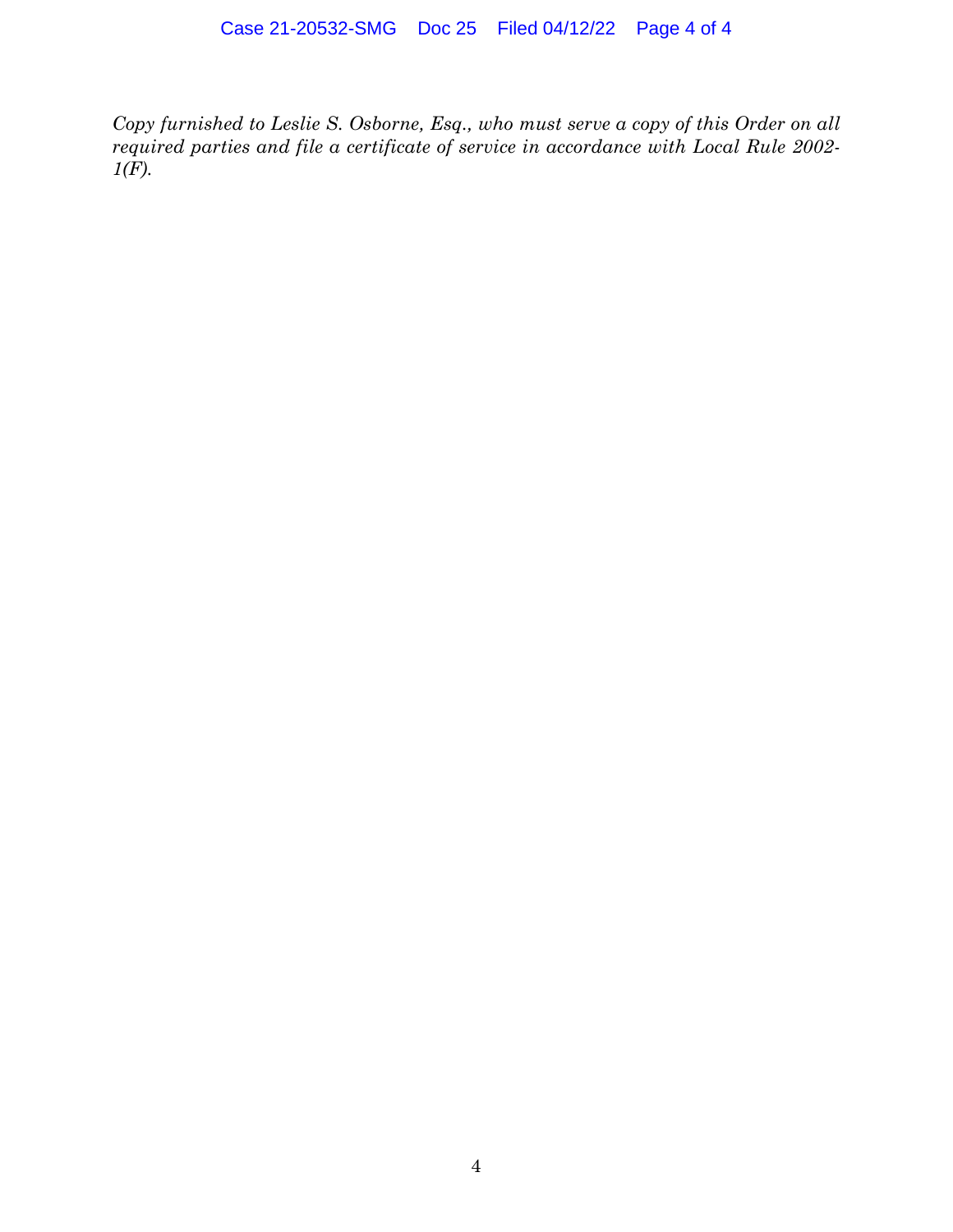*Copy furnished to Leslie S. Osborne, Esq., who must serve a copy of this Order on all required parties and file a certificate of service in accordance with Local Rule 2002-1(F).*